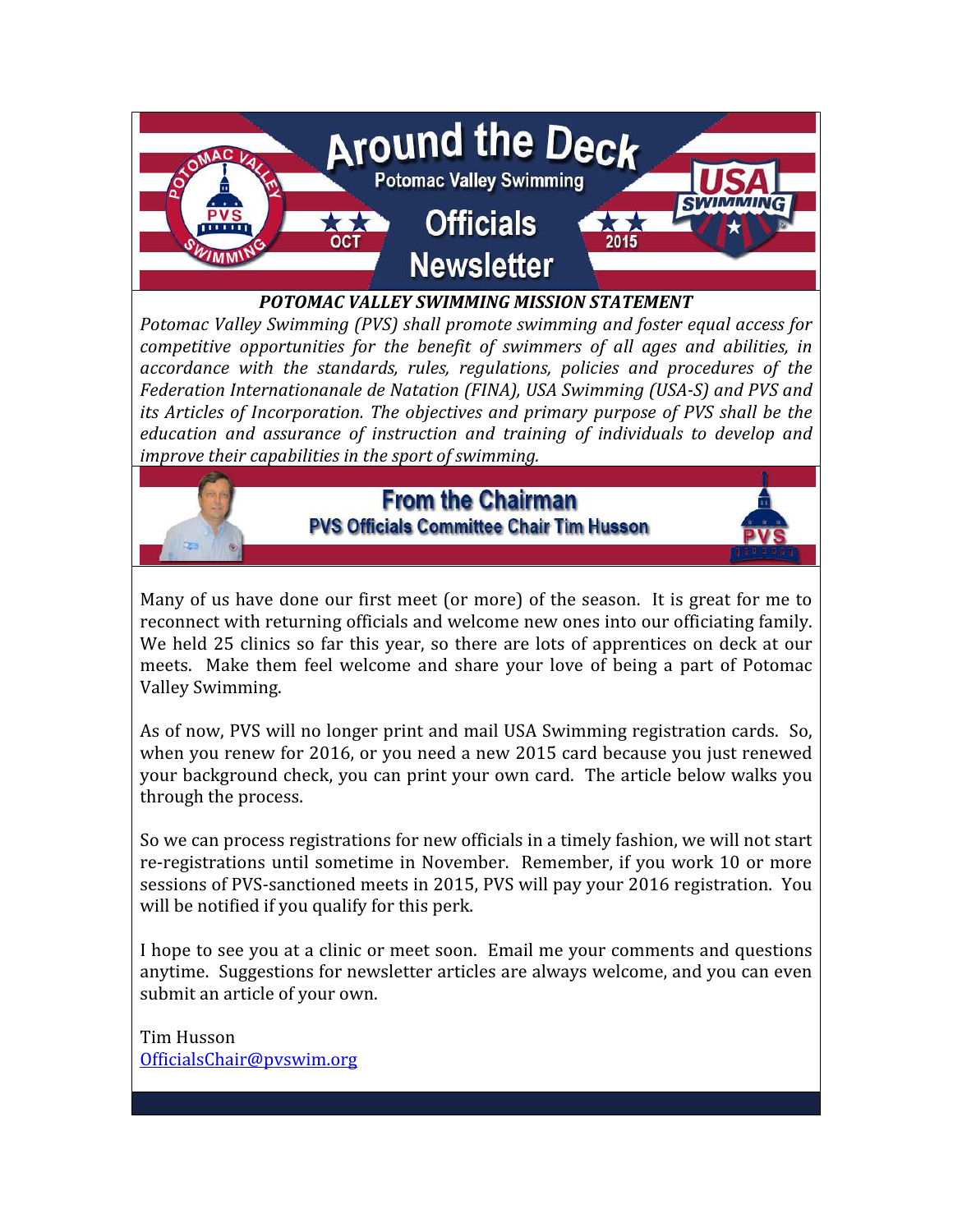# Around the Deck

Potomac Valley Swimming

**Officials Newsletter**

OCT 2015

***POTOMAC VALLEY SWIMMING MISSION STATEMENT***

*Potomac Valley Swimming (PVS) shall promote swimming and foster equal access for competitive opportunities for the benefit of swimmers of all ages and abilities, in accordance with the standards, rules, regulations, policies and procedures of the Federation Internationanale de Natation (FINA), USA Swimming (USA-S) and PVS and its Articles of Incorporation. The objectives and primary purpose of PVS shall be the education and assurance of instruction and training of individuals to develop and improve their capabilities in the sport of swimming.*

## From the Chairman

**PVS Officials Committee Chair Tim Husson**

Many of us have done our first meet (or more) of the season. It is great for me to reconnect with returning officials and welcome new ones into our officiating family. We held 25 clinics so far this year, so there are lots of apprentices on deck at our meets. Make them feel welcome and share your love of being a part of Potomac Valley Swimming.

As of now, PVS will no longer print and mail USA Swimming registration cards. So, when you renew for 2016, or you need a new 2015 card because you just renewed your background check, you can print your own card. The article below walks you through the process.

So we can process registrations for new officials in a timely fashion, we will not start re-registrations until sometime in November. Remember, if you work 10 or more sessions of PVS-sanctioned meets in 2015, PVS will pay your 2016 registration. You will be notified if you qualify for this perk.

I hope to see you at a clinic or meet soon. Email me your comments and questions anytime. Suggestions for newsletter articles are always welcome, and you can even submit an article of your own.

Tim Husson
OfficialsChair@pvswim.org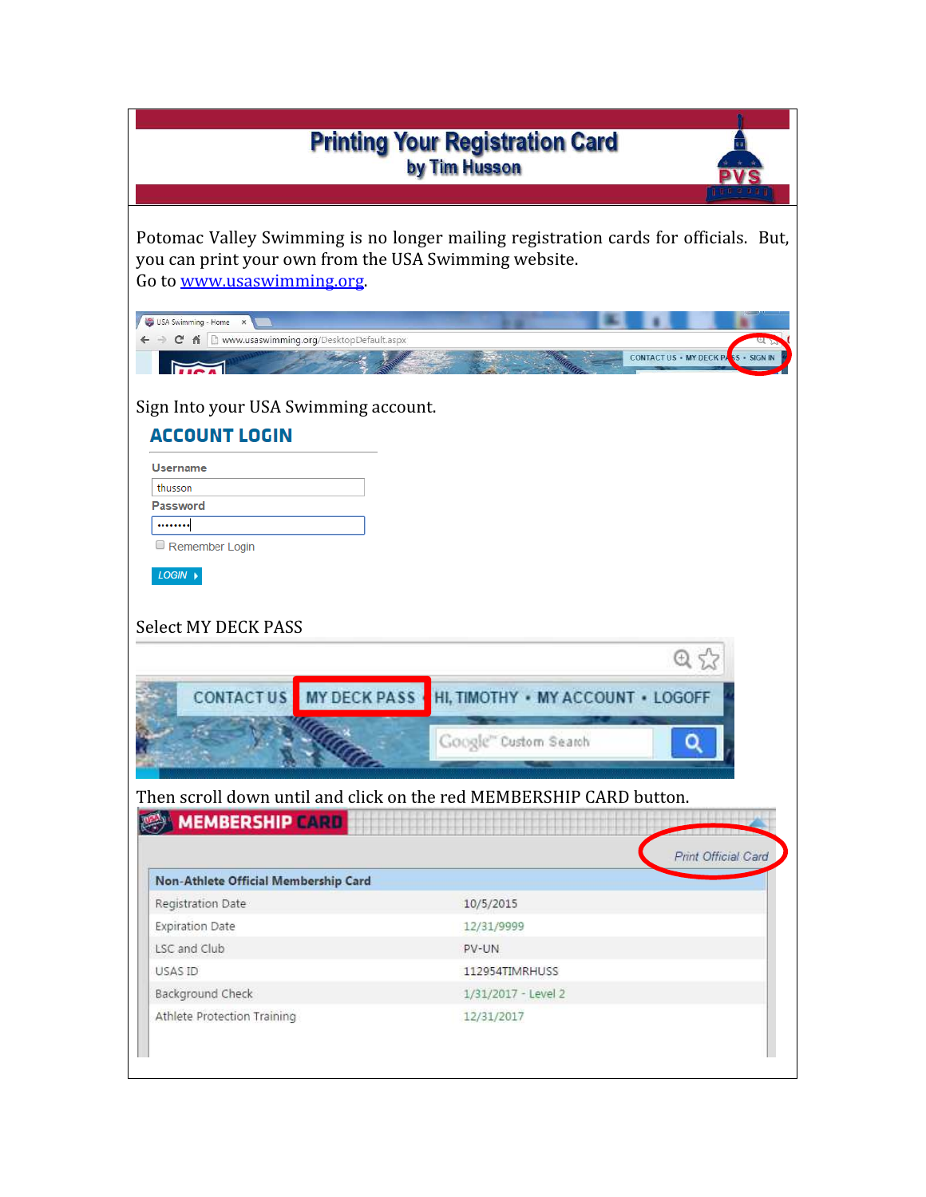# Printing Your Registration Card

## by Tim Husson

Potomac Valley Swimming is no longer mailing registration cards for officials. But, you can print your own from the USA Swimming website.
Go to [www.usaswimming.org](http://www.usaswimming.org).

Sign Into your USA Swimming account.

Select MY DECK PASS

Then scroll down until and click on the red MEMBERSHIP CARD button.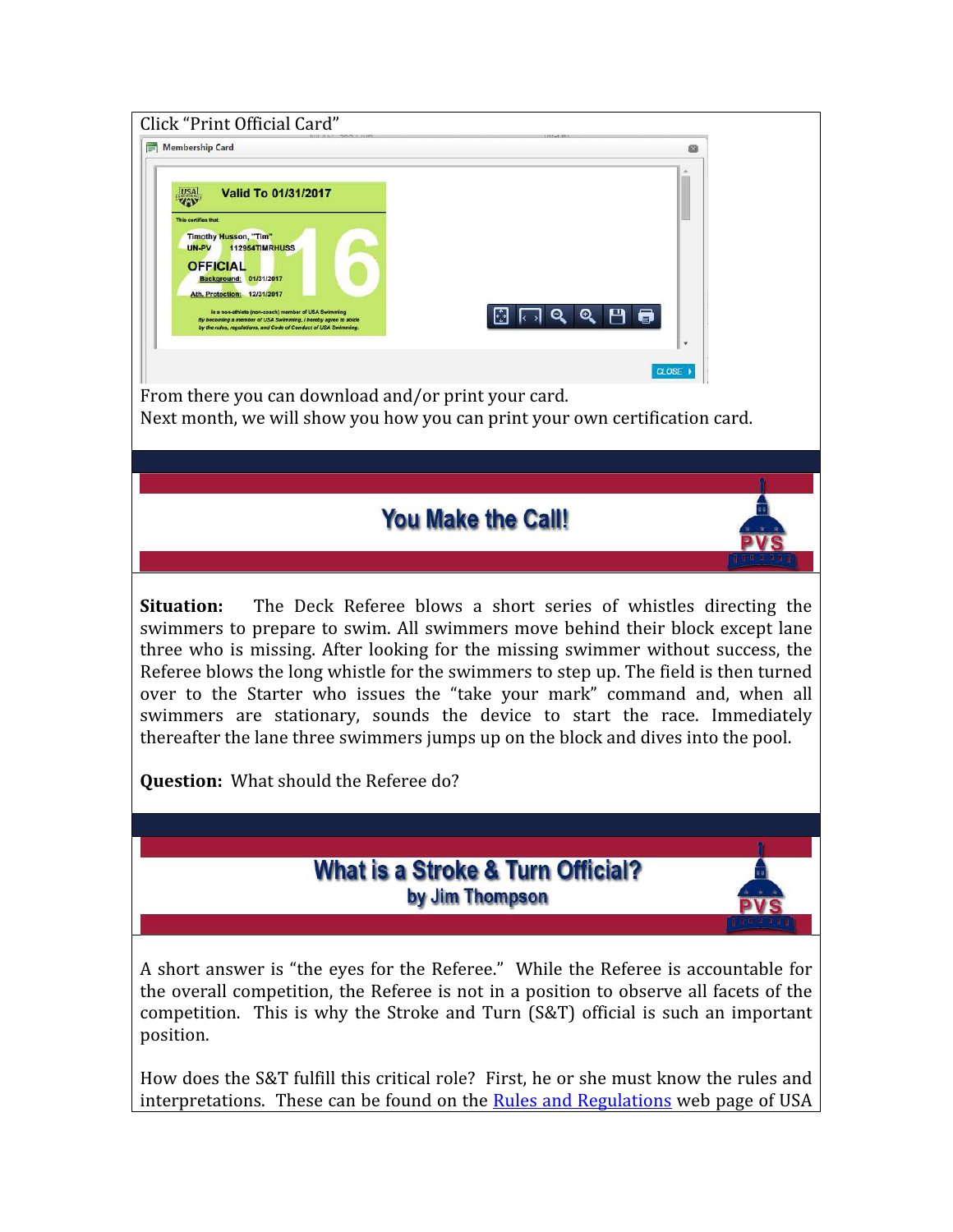Click "Print Official Card"

From there you can download and/or print your card.
Next month, we will show you how you can print your own certification card.

## You Make the Call!

**Situation:** The Deck Referee blows a short series of whistles directing the swimmers to prepare to swim. All swimmers move behind their block except lane three who is missing. After looking for the missing swimmer without success, the Referee blows the long whistle for the swimmers to step up. The field is then turned over to the Starter who issues the "take your mark" command and, when all swimmers are stationary, sounds the device to start the race. Immediately thereafter the lane three swimmers jumps up on the block and dives into the pool.

**Question:** What should the Referee do?

## What is a Stroke & Turn Official?
### by Jim Thompson

A short answer is "the eyes for the Referee." While the Referee is accountable for the overall competition, the Referee is not in a position to observe all facets of the competition. This is why the Stroke and Turn (S&T) official is such an important position.

How does the S&T fulfill this critical role? First, he or she must know the rules and interpretations. These can be found on the Rules and Regulations web page of USA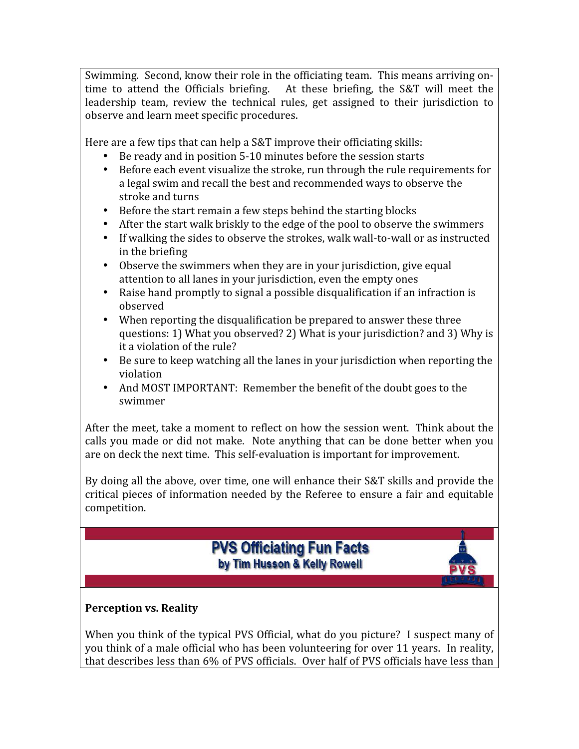Swimming. Second, know their role in the officiating team. This means arriving on-time to attend the Officials briefing. At these briefing, the S&T will meet the leadership team, review the technical rules, get assigned to their jurisdiction to observe and learn meet specific procedures.

Here are a few tips that can help a S&T improve their officiating skills:

- Be ready and in position 5-10 minutes before the session starts
- Before each event visualize the stroke, run through the rule requirements for a legal swim and recall the best and recommended ways to observe the stroke and turns
- Before the start remain a few steps behind the starting blocks
- After the start walk briskly to the edge of the pool to observe the swimmers
- If walking the sides to observe the strokes, walk wall-to-wall or as instructed in the briefing
- Observe the swimmers when they are in your jurisdiction, give equal attention to all lanes in your jurisdiction, even the empty ones
- Raise hand promptly to signal a possible disqualification if an infraction is observed
- When reporting the disqualification be prepared to answer these three questions: 1) What you observed? 2) What is your jurisdiction? and 3) Why is it a violation of the rule?
- Be sure to keep watching all the lanes in your jurisdiction when reporting the violation
- And MOST IMPORTANT: Remember the benefit of the doubt goes to the swimmer

After the meet, take a moment to reflect on how the session went. Think about the calls you made or did not make. Note anything that can be done better when you are on deck the next time. This self-evaluation is important for improvement.

By doing all the above, over time, one will enhance their S&T skills and provide the critical pieces of information needed by the Referee to ensure a fair and equitable competition.

## PVS Officiating Fun Facts

**by Tim Husson & Kelly Rowell**

### Perception vs. Reality

When you think of the typical PVS Official, what do you picture? I suspect many of you think of a male official who has been volunteering for over 11 years. In reality, that describes less than 6% of PVS officials. Over half of PVS officials have less than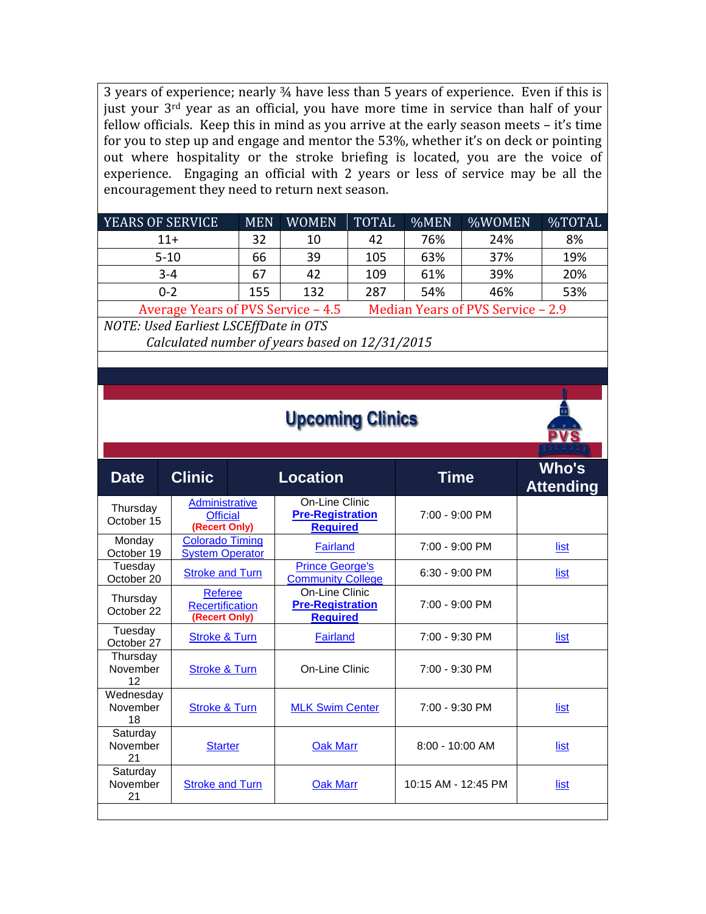3 years of experience; nearly ¾ have less than 5 years of experience. Even if this is just your 3rd year as an official, you have more time in service than half of your fellow officials. Keep this in mind as you arrive at the early season meets – it's time for you to step up and engage and mentor the 53%, whether it's on deck or pointing out where hospitality or the stroke briefing is located, you are the voice of experience. Engaging an official with 2 years or less of service may be all the encouragement they need to return next season.

| YEARS OF SERVICE | MEN | WOMEN | TOTAL | %MEN | %WOMEN | %TOTAL |
|---|---|---|---|---|---|---|
| 11+ | 32 | 10 | 42 | 76% | 24% | 8% |
| 5-10 | 66 | 39 | 105 | 63% | 37% | 19% |
| 3-4 | 67 | 42 | 109 | 61% | 39% | 20% |
| 0-2 | 155 | 132 | 287 | 54% | 46% | 53% |

Average Years of PVS Service – 4.5 Median Years of PVS Service – 2.9

*NOTE: Used Earliest LSCEffDate in OTS*
*Calculated number of years based on 12/31/2015*

## Upcoming Clinics

| Date | Clinic | Location | Time | Who's Attending |
|---|---|---|---|---|
| Thursday October 15 | Administrative Official **(Recert Only)** | On-Line Clinic **Pre-Registration Required** | 7:00 - 9:00 PM | |
| Monday October 19 | Colorado Timing System Operator | Fairland | 7:00 - 9:00 PM | list |
| Tuesday October 20 | Stroke and Turn | Prince George's Community College | 6:30 - 9:00 PM | list |
| Thursday October 22 | Referee Recertification **(Recert Only)** | On-Line Clinic **Pre-Registration Required** | 7:00 - 9:00 PM | |
| Tuesday October 27 | Stroke & Turn | Fairland | 7:00 - 9:30 PM | list |
| Thursday November 12 | Stroke & Turn | On-Line Clinic | 7:00 - 9:30 PM | |
| Wednesday November 18 | Stroke & Turn | MLK Swim Center | 7:00 - 9:30 PM | list |
| Saturday November 21 | Starter | Oak Marr | 8:00 - 10:00 AM | list |
| Saturday November 21 | Stroke and Turn | Oak Marr | 10:15 AM - 12:45 PM | list |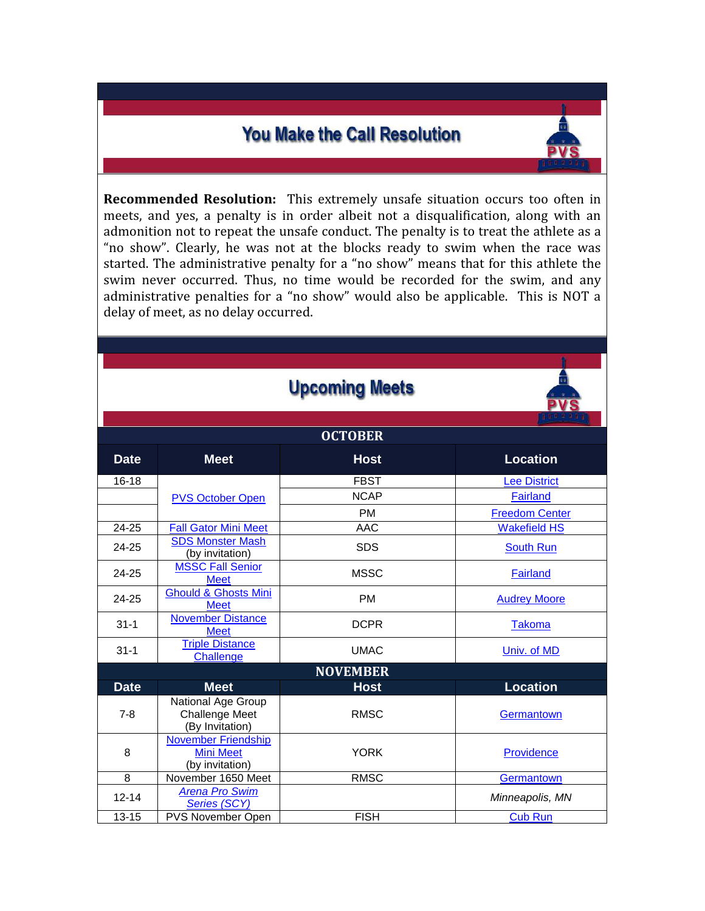## You Make the Call Resolution

**Recommended Resolution:** This extremely unsafe situation occurs too often in meets, and yes, a penalty is in order albeit not a disqualification, along with an admonition not to repeat the unsafe conduct. The penalty is to treat the athlete as a "no show". Clearly, he was not at the blocks ready to swim when the race was started. The administrative penalty for a "no show" means that for this athlete the swim never occurred. Thus, no time would be recorded for the swim, and any administrative penalties for a "no show" would also be applicable. This is NOT a delay of meet, as no delay occurred.

## Upcoming Meets

| OCTOBER | | | |
|---|---|---|---|
| **Date** | **Meet** | **Host** | **Location** |
| 16-18 | PVS October Open | FBST | Lee District |
| | | NCAP | Fairland |
| | | PM | Freedom Center |
| 24-25 | Fall Gator Mini Meet | AAC | Wakefield HS |
| 24-25 | SDS Monster Mash (by invitation) | SDS | South Run |
| 24-25 | MSSC Fall Senior Meet | MSSC | Fairland |
| 24-25 | Ghould & Ghosts Mini Meet | PM | Audrey Moore |
| 31-1 | November Distance Meet | DCPR | Takoma |
| 31-1 | Triple Distance Challenge | UMAC | Univ. of MD |
| **NOVEMBER** | | | |
| **Date** | **Meet** | **Host** | **Location** |
| 7-8 | National Age Group Challenge Meet (By Invitation) | RMSC | Germantown |
| 8 | November Friendship Mini Meet (by invitation) | YORK | Providence |
| 8 | November 1650 Meet | RMSC | Germantown |
| 12-14 | *Arena Pro Swim Series (SCY)* | | *Minneapolis, MN* |
| 13-15 | PVS November Open | FISH | Cub Run |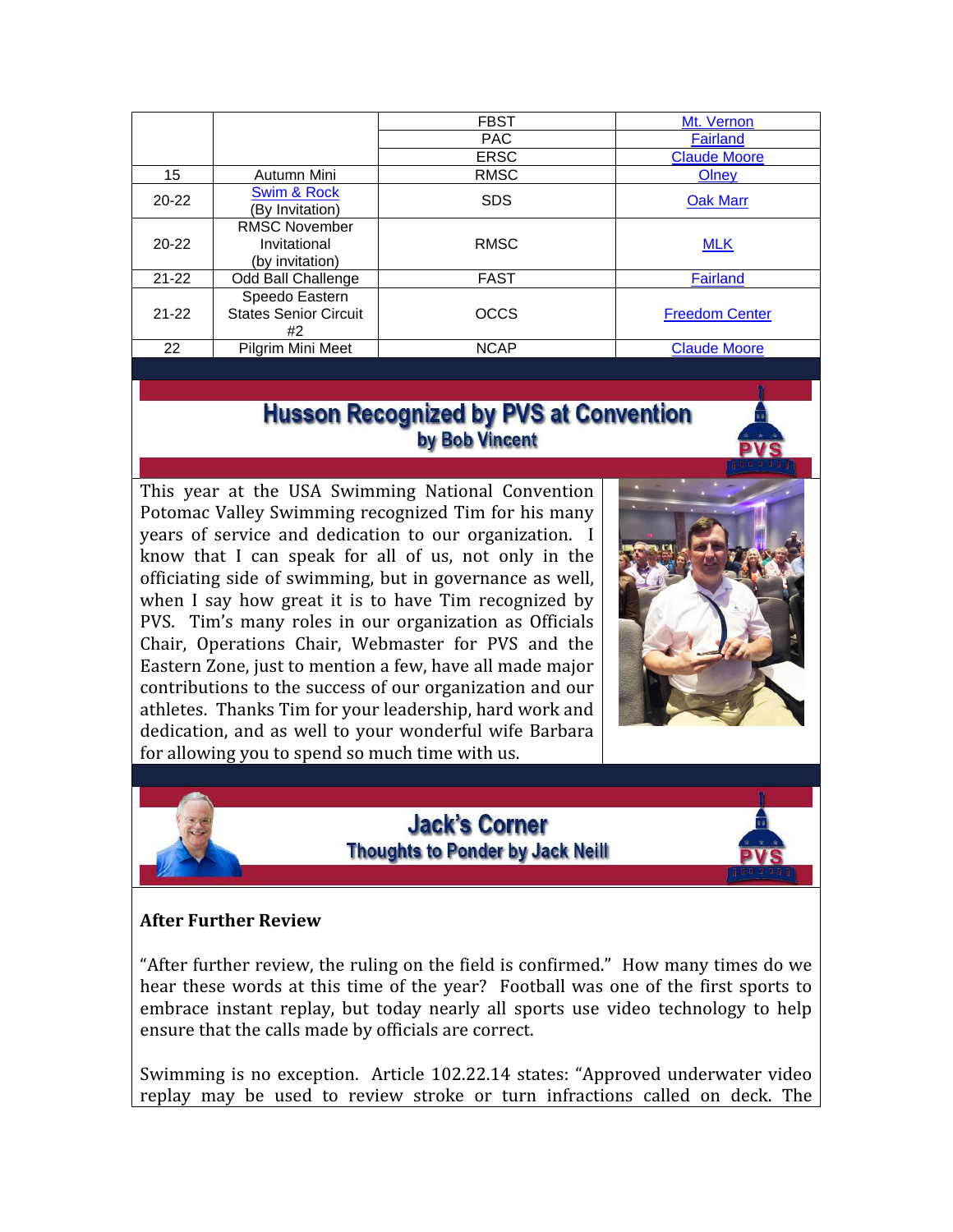|  |  |  |  |
|---|---|---|---|
|  |  | FBST | Mt. Vernon |
|  |  | PAC | Fairland |
|  |  | ERSC | Claude Moore |
| 15 | Autumn Mini | RMSC | Olney |
| 20-22 | Swim & Rock (By Invitation) | SDS | Oak Marr |
| 20-22 | RMSC November Invitational (by invitation) | RMSC | MLK |
| 21-22 | Odd Ball Challenge | FAST | Fairland |
| 21-22 | Speedo Eastern States Senior Circuit #2 | OCCS | Freedom Center |
| 22 | Pilgrim Mini Meet | NCAP | Claude Moore |

## Husson Recognized by PVS at Convention

**by Bob Vincent**

This year at the USA Swimming National Convention Potomac Valley Swimming recognized Tim for his many years of service and dedication to our organization. I know that I can speak for all of us, not only in the officiating side of swimming, but in governance as well, when I say how great it is to have Tim recognized by PVS. Tim's many roles in our organization as Officials Chair, Operations Chair, Webmaster for PVS and the Eastern Zone, just to mention a few, have all made major contributions to the success of our organization and our athletes. Thanks Tim for your leadership, hard work and dedication, and as well to your wonderful wife Barbara for allowing you to spend so much time with us.

## Jack's Corner

**Thoughts to Ponder by Jack Neill**

### After Further Review

"After further review, the ruling on the field is confirmed." How many times do we hear these words at this time of the year? Football was one of the first sports to embrace instant replay, but today nearly all sports use video technology to help ensure that the calls made by officials are correct.

Swimming is no exception. Article 102.22.14 states: "Approved underwater video replay may be used to review stroke or turn infractions called on deck. The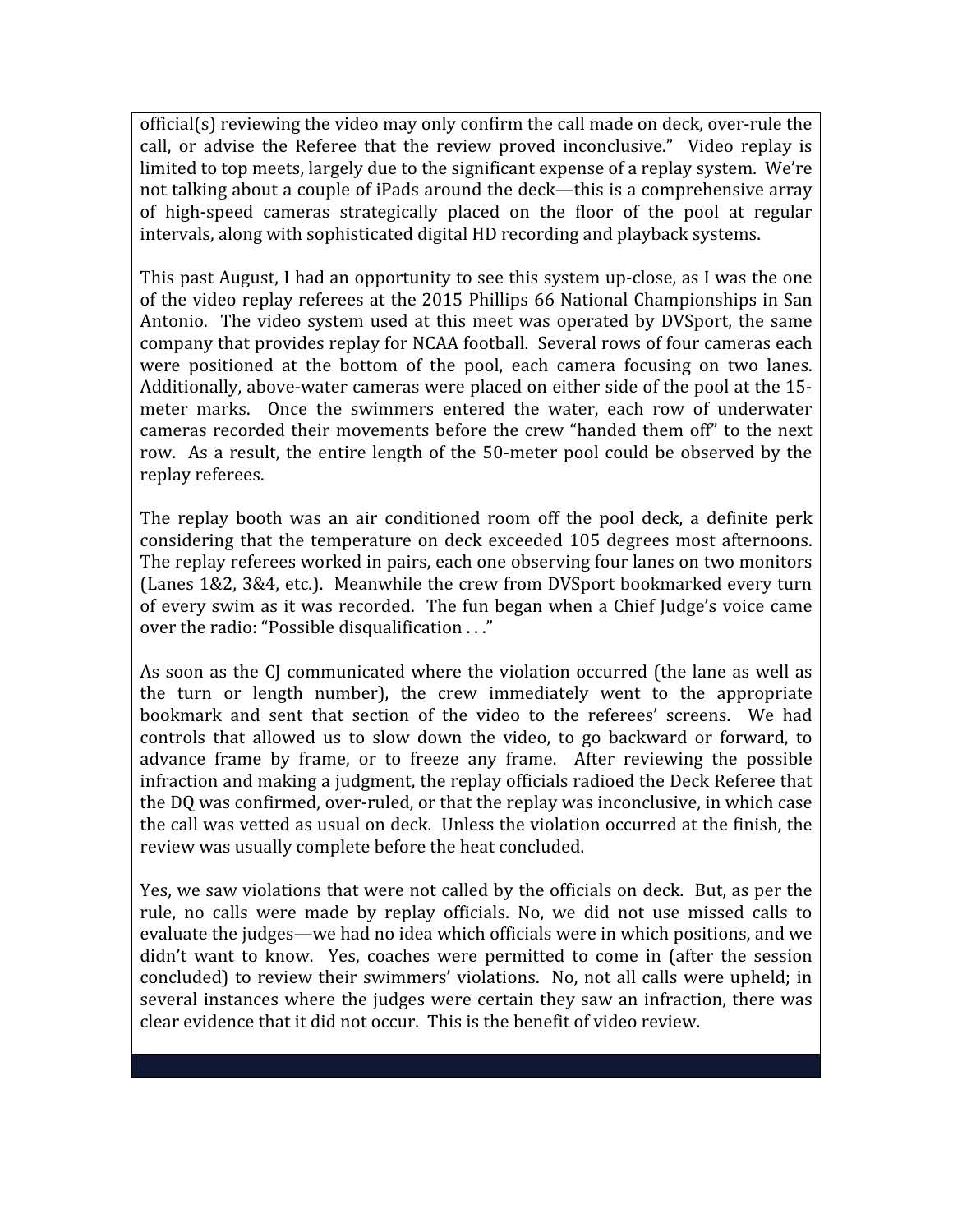official(s) reviewing the video may only confirm the call made on deck, over-rule the call, or advise the Referee that the review proved inconclusive." Video replay is limited to top meets, largely due to the significant expense of a replay system. We're not talking about a couple of iPads around the deck—this is a comprehensive array of high-speed cameras strategically placed on the floor of the pool at regular intervals, along with sophisticated digital HD recording and playback systems.

This past August, I had an opportunity to see this system up-close, as I was the one of the video replay referees at the 2015 Phillips 66 National Championships in San Antonio. The video system used at this meet was operated by DVSport, the same company that provides replay for NCAA football. Several rows of four cameras each were positioned at the bottom of the pool, each camera focusing on two lanes. Additionally, above-water cameras were placed on either side of the pool at the 15-meter marks. Once the swimmers entered the water, each row of underwater cameras recorded their movements before the crew "handed them off" to the next row. As a result, the entire length of the 50-meter pool could be observed by the replay referees.

The replay booth was an air conditioned room off the pool deck, a definite perk considering that the temperature on deck exceeded 105 degrees most afternoons. The replay referees worked in pairs, each one observing four lanes on two monitors (Lanes 1&2, 3&4, etc.). Meanwhile the crew from DVSport bookmarked every turn of every swim as it was recorded. The fun began when a Chief Judge's voice came over the radio: "Possible disqualification . . ."

As soon as the CJ communicated where the violation occurred (the lane as well as the turn or length number), the crew immediately went to the appropriate bookmark and sent that section of the video to the referees' screens. We had controls that allowed us to slow down the video, to go backward or forward, to advance frame by frame, or to freeze any frame. After reviewing the possible infraction and making a judgment, the replay officials radioed the Deck Referee that the DQ was confirmed, over-ruled, or that the replay was inconclusive, in which case the call was vetted as usual on deck. Unless the violation occurred at the finish, the review was usually complete before the heat concluded.

Yes, we saw violations that were not called by the officials on deck. But, as per the rule, no calls were made by replay officials. No, we did not use missed calls to evaluate the judges—we had no idea which officials were in which positions, and we didn't want to know. Yes, coaches were permitted to come in (after the session concluded) to review their swimmers' violations. No, not all calls were upheld; in several instances where the judges were certain they saw an infraction, there was clear evidence that it did not occur. This is the benefit of video review.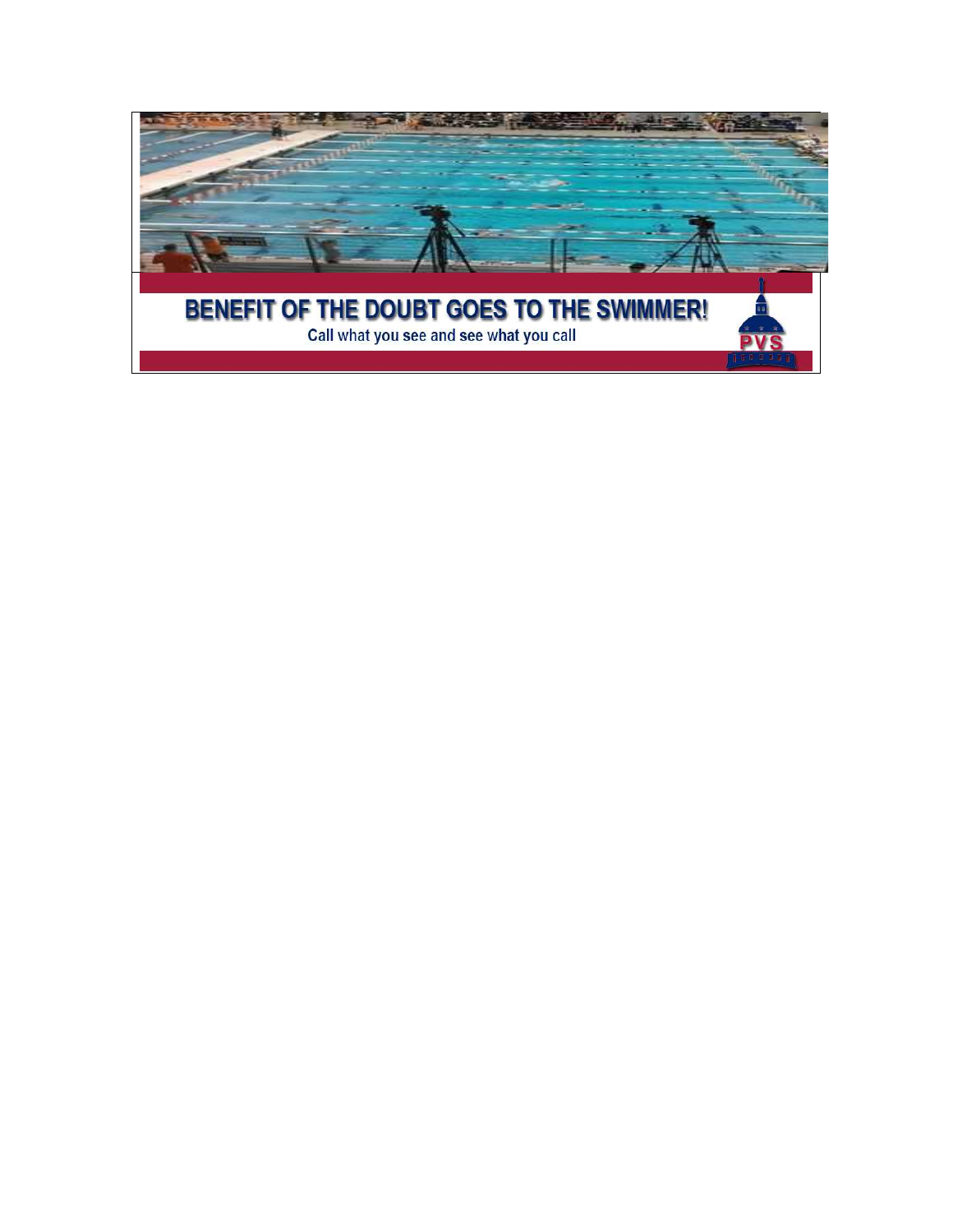**BENEFIT OF THE DOUBT GOES TO THE SWIMMER!**

Call what you see and see what you call